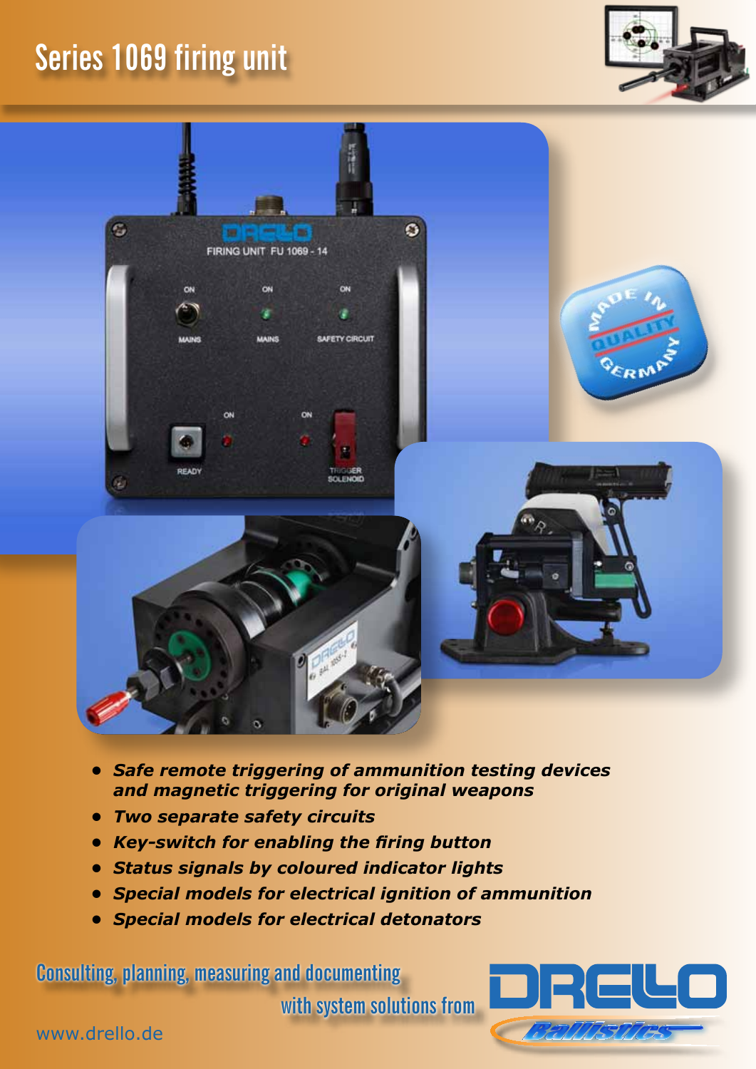# Series 1069 firing unit

- ***Safe remote triggering of ammunition testing devices and magnetic triggering for original weapons***
- ***Two separate safety circuits***
- ***Key-switch for enabling the firing button***
- ***Status signals by coloured indicator lights***
- ***Special models for electrical ignition of ammunition***
- ***Special models for electrical detonators***

Consulting, planning, measuring and documenting with system solutions from

DRELLO Ballistics

www.drello.de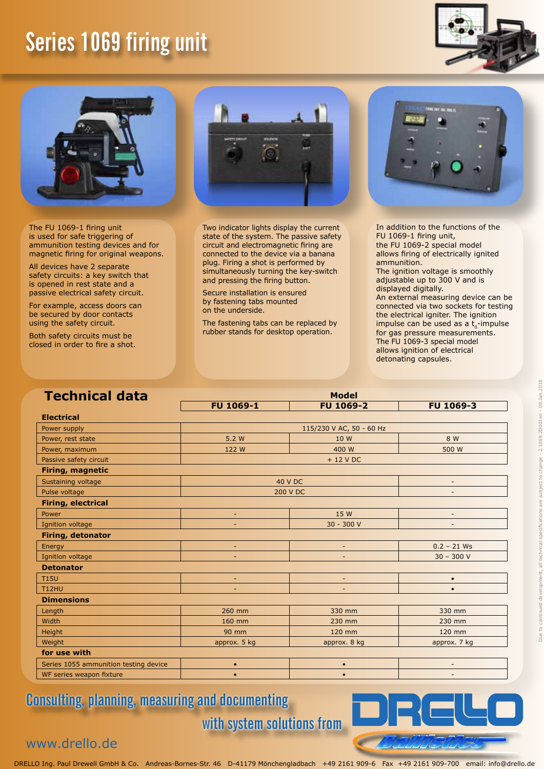# Series 1069 firing unit

The FU 1069-1 firing unit is used for safe triggering of ammunition testing devices and for magnetic firing for original weapons.

All devices have 2 separate safety circuits: a key switch that is opened in rest state and a passive electrical safety circuit.

For example, access doors can be secured by door contacts using the safety circuit.

Both safety circuits must be closed in order to fire a shot.

Two indicator lights display the current state of the system. The passive safety circuit and electromagnetic firing are connected to the device via a banana plug. Firing a shot is performed by simultaneously turning the key-switch and pressing the firing button.

Secure installation is ensured by fastening tabs mounted on the underside.

The fastening tabs can be replaced by rubber stands for desktop operation.

In addition to the functions of the FU 1069-1 firing unit, the FU 1069-2 special model allows firing of electrically ignited ammunition.
The ignition voltage is smoothly adjustable up to 300 V and is displayed digitally.
An external measuring device can be connected via two sockets for testing the electrical igniter. The ignition impulse can be used as a $t_0$-impulse for gas pressure measurements.
The FU 1069-3 special model allows ignition of electrical detonating capsules.

## Technical data

| | Model | | |
|---|---|---|---|
| | **FU 1069-1** | **FU 1069-2** | **FU 1069-3** |
| **Electrical** | | | |
| Power supply | 115/230 V AC, 50 - 60 Hz | | |
| Power, rest state | 5.2 W | 10 W | 8 W |
| Power, maximum | 122 W | 400 W | 500 W |
| Passive safety circuit | + 12 V DC | | |
| **Firing, magnetic** | | | |
| Sustaining voltage | 40 V DC | | - |
| Pulse voltage | 200 V DC | | - |
| **Firing, electrical** | | | |
| Power | - | 15 W | - |
| Ignition voltage | - | 30 - 300 V | - |
| **Firing, detonator** | | | |
| Energy | - | - | 0.2 – 21 Ws |
| Ignition voltage | - | - | 30 – 300 V |
| **Detonator** | | | |
| T15U | - | - | • |
| T12HU | - | - | • |
| **Dimensions** | | | |
| Length | 260 mm | 330 mm | 330 mm |
| Width | 160 mm | 230 mm | 230 mm |
| Height | 90 mm | 120 mm | 120 mm |
| Weight | approx. 5 kg | approx. 8 kg | approx. 7 kg |
| **for use with** | | | |
| Series 1055 ammunition testing device | • | • | - |
| WF series weapon fixture | • | • | - |

Due to continued development, all technical specifications are subject to change - 2.1069.2001en - 08.Jan.2018

**Consulting, planning, measuring and documenting with system solutions from**

DRELLO Ballistics

www.drello.de

DRELLO Ing. Paul Drewell GmbH & Co. Andreas-Bornes-Str. 46 D-41179 Mönchengladbach +49 2161 909-6 Fax +49 2161 909-700 email: info@drello.de